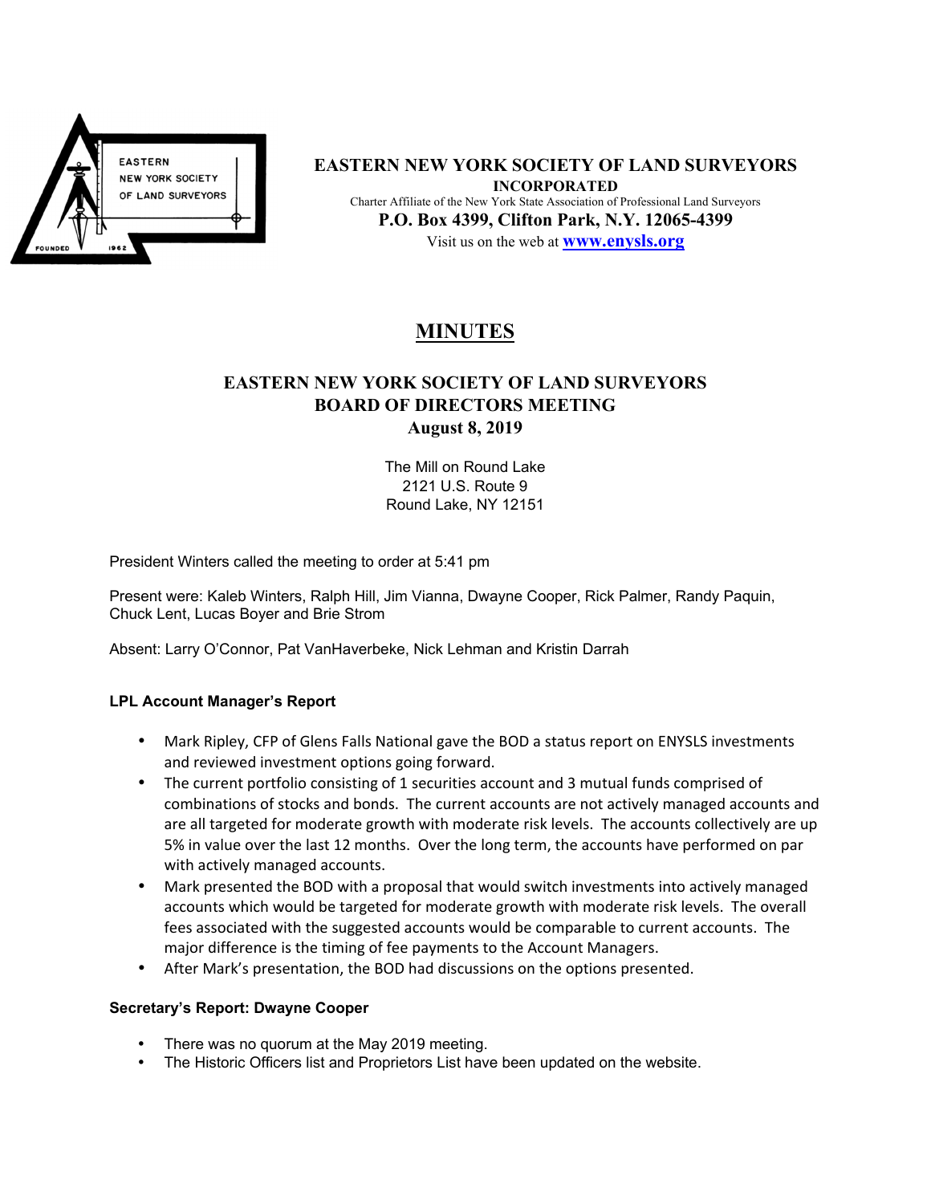**EASTERN NEW YORK SOCIETY OF LAND SURVEYORS**
**INCORPORATED**
Charter Affiliate of the New York State Association of Professional Land Surveyors
**P.O. Box 4399, Clifton Park, N.Y. 12065-4399**
Visit us on the web at **www.enysls.org**

# MINUTES

## EASTERN NEW YORK SOCIETY OF LAND SURVEYORS BOARD OF DIRECTORS MEETING August 8, 2019

The Mill on Round Lake
2121 U.S. Route 9
Round Lake, NY 12151

President Winters called the meeting to order at 5:41 pm

Present were: Kaleb Winters, Ralph Hill, Jim Vianna, Dwayne Cooper, Rick Palmer, Randy Paquin, Chuck Lent, Lucas Boyer and Brie Strom

Absent: Larry O'Connor, Pat VanHaverbeke, Nick Lehman and Kristin Darrah

**LPL Account Manager's Report**

- Mark Ripley, CFP of Glens Falls National gave the BOD a status report on ENYSLS investments and reviewed investment options going forward.
- The current portfolio consisting of 1 securities account and 3 mutual funds comprised of combinations of stocks and bonds. The current accounts are not actively managed accounts and are all targeted for moderate growth with moderate risk levels. The accounts collectively are up 5% in value over the last 12 months. Over the long term, the accounts have performed on par with actively managed accounts.
- Mark presented the BOD with a proposal that would switch investments into actively managed accounts which would be targeted for moderate growth with moderate risk levels. The overall fees associated with the suggested accounts would be comparable to current accounts. The major difference is the timing of fee payments to the Account Managers.
- After Mark's presentation, the BOD had discussions on the options presented.

**Secretary's Report: Dwayne Cooper**

- There was no quorum at the May 2019 meeting.
- The Historic Officers list and Proprietors List have been updated on the website.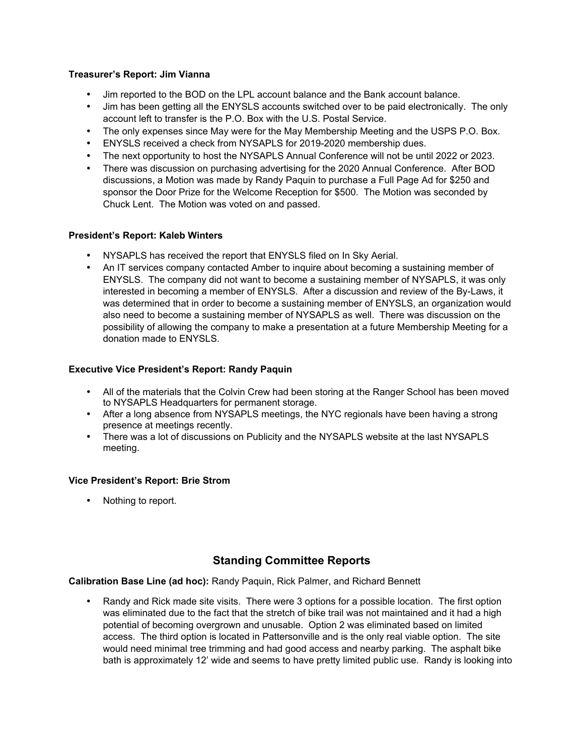**Treasurer's Report: Jim Vianna**

- Jim reported to the BOD on the LPL account balance and the Bank account balance.
- Jim has been getting all the ENYSLS accounts switched over to be paid electronically. The only account left to transfer is the P.O. Box with the U.S. Postal Service.
- The only expenses since May were for the May Membership Meeting and the USPS P.O. Box.
- ENYSLS received a check from NYSAPLS for 2019-2020 membership dues.
- The next opportunity to host the NYSAPLS Annual Conference will not be until 2022 or 2023.
- There was discussion on purchasing advertising for the 2020 Annual Conference. After BOD discussions, a Motion was made by Randy Paquin to purchase a Full Page Ad for $250 and sponsor the Door Prize for the Welcome Reception for $500. The Motion was seconded by Chuck Lent. The Motion was voted on and passed.

**President's Report: Kaleb Winters**

- NYSAPLS has received the report that ENYSLS filed on In Sky Aerial.
- An IT services company contacted Amber to inquire about becoming a sustaining member of ENYSLS. The company did not want to become a sustaining member of NYSAPLS, it was only interested in becoming a member of ENYSLS. After a discussion and review of the By-Laws, it was determined that in order to become a sustaining member of ENYSLS, an organization would also need to become a sustaining member of NYSAPLS as well. There was discussion on the possibility of allowing the company to make a presentation at a future Membership Meeting for a donation made to ENYSLS.

**Executive Vice President's Report: Randy Paquin**

- All of the materials that the Colvin Crew had been storing at the Ranger School has been moved to NYSAPLS Headquarters for permanent storage.
- After a long absence from NYSAPLS meetings, the NYC regionals have been having a strong presence at meetings recently.
- There was a lot of discussions on Publicity and the NYSAPLS website at the last NYSAPLS meeting.

**Vice President's Report: Brie Strom**

- Nothing to report.

## Standing Committee Reports

**Calibration Base Line (ad hoc):** Randy Paquin, Rick Palmer, and Richard Bennett

- Randy and Rick made site visits. There were 3 options for a possible location. The first option was eliminated due to the fact that the stretch of bike trail was not maintained and it had a high potential of becoming overgrown and unusable. Option 2 was eliminated based on limited access. The third option is located in Pattersonville and is the only real viable option. The site would need minimal tree trimming and had good access and nearby parking. The asphalt bike bath is approximately 12' wide and seems to have pretty limited public use. Randy is looking into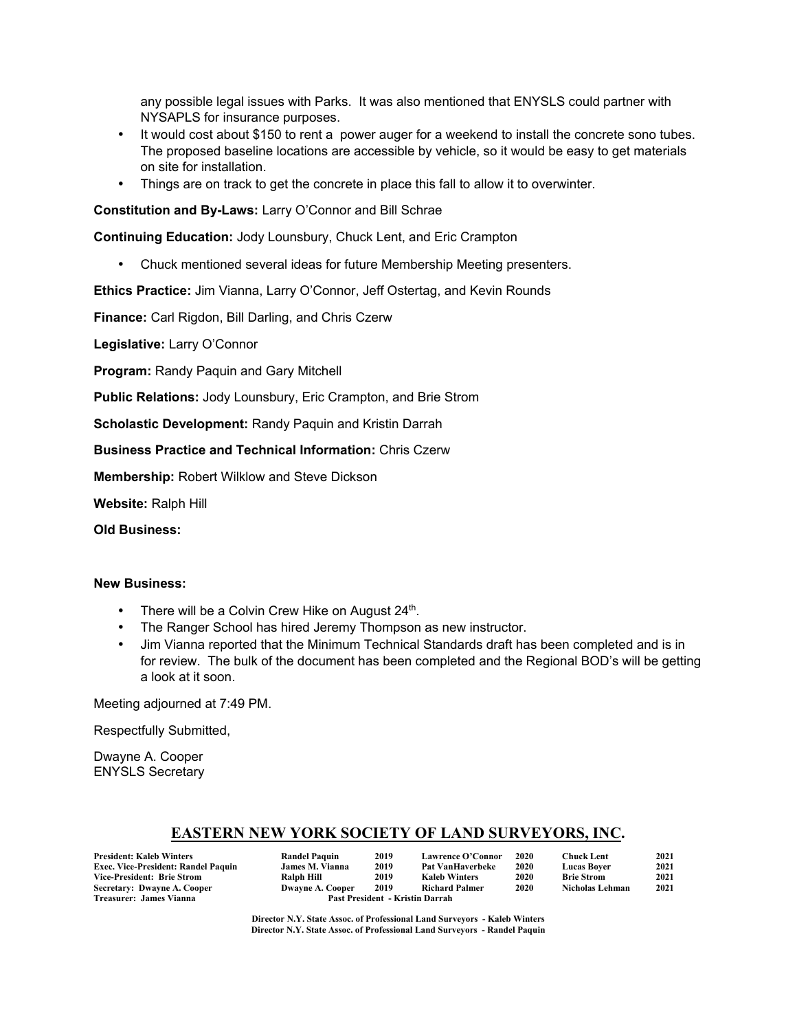any possible legal issues with Parks. It was also mentioned that ENYSLS could partner with NYSAPLS for insurance purposes.

- It would cost about $150 to rent a power auger for a weekend to install the concrete sono tubes. The proposed baseline locations are accessible by vehicle, so it would be easy to get materials on site for installation.
- Things are on track to get the concrete in place this fall to allow it to overwinter.

**Constitution and By-Laws:** Larry O'Connor and Bill Schrae

**Continuing Education:** Jody Lounsbury, Chuck Lent, and Eric Crampton

- Chuck mentioned several ideas for future Membership Meeting presenters.

**Ethics Practice:** Jim Vianna, Larry O'Connor, Jeff Ostertag, and Kevin Rounds

**Finance:** Carl Rigdon, Bill Darling, and Chris Czerw

**Legislative:** Larry O'Connor

**Program:** Randy Paquin and Gary Mitchell

**Public Relations:** Jody Lounsbury, Eric Crampton, and Brie Strom

**Scholastic Development:** Randy Paquin and Kristin Darrah

**Business Practice and Technical Information:** Chris Czerw

**Membership:** Robert Wilklow and Steve Dickson

**Website:** Ralph Hill

**Old Business:**

**New Business:**

- There will be a Colvin Crew Hike on August 24th.
- The Ranger School has hired Jeremy Thompson as new instructor.
- Jim Vianna reported that the Minimum Technical Standards draft has been completed and is in for review. The bulk of the document has been completed and the Regional BOD's will be getting a look at it soon.

Meeting adjourned at 7:49 PM.

Respectfully Submitted,

Dwayne A. Cooper
ENYSLS Secretary

## EASTERN NEW YORK SOCIETY OF LAND SURVEYORS, INC.

| | | | | | | | |
|---|---|---|---|---|---|---|---|
| **President: Kaleb Winters** | **Randel Paquin** | **2019** | **Lawrence O'Connor** | **2020** | **Chuck Lent** | **2021** |
| **Exec. Vice-President: Randel Paquin** | **James M. Vianna** | **2019** | **Pat VanHaverbeke** | **2020** | **Lucas Boyer** | **2021** |
| **Vice-President: Brie Strom** | **Ralph Hill** | **2019** | **Kaleb Winters** | **2020** | **Brie Strom** | **2021** |
| **Secretary: Dwayne A. Cooper** | **Dwayne A. Cooper** | **2019** | **Richard Palmer** | **2020** | **Nicholas Lehman** | **2021** |
| **Treasurer: James Vianna** | **Past President - Kristin Darrah** | | | | | |

**Director N.Y. State Assoc. of Professional Land Surveyors - Kaleb Winters**
**Director N.Y. State Assoc. of Professional Land Surveyors - Randel Paquin**